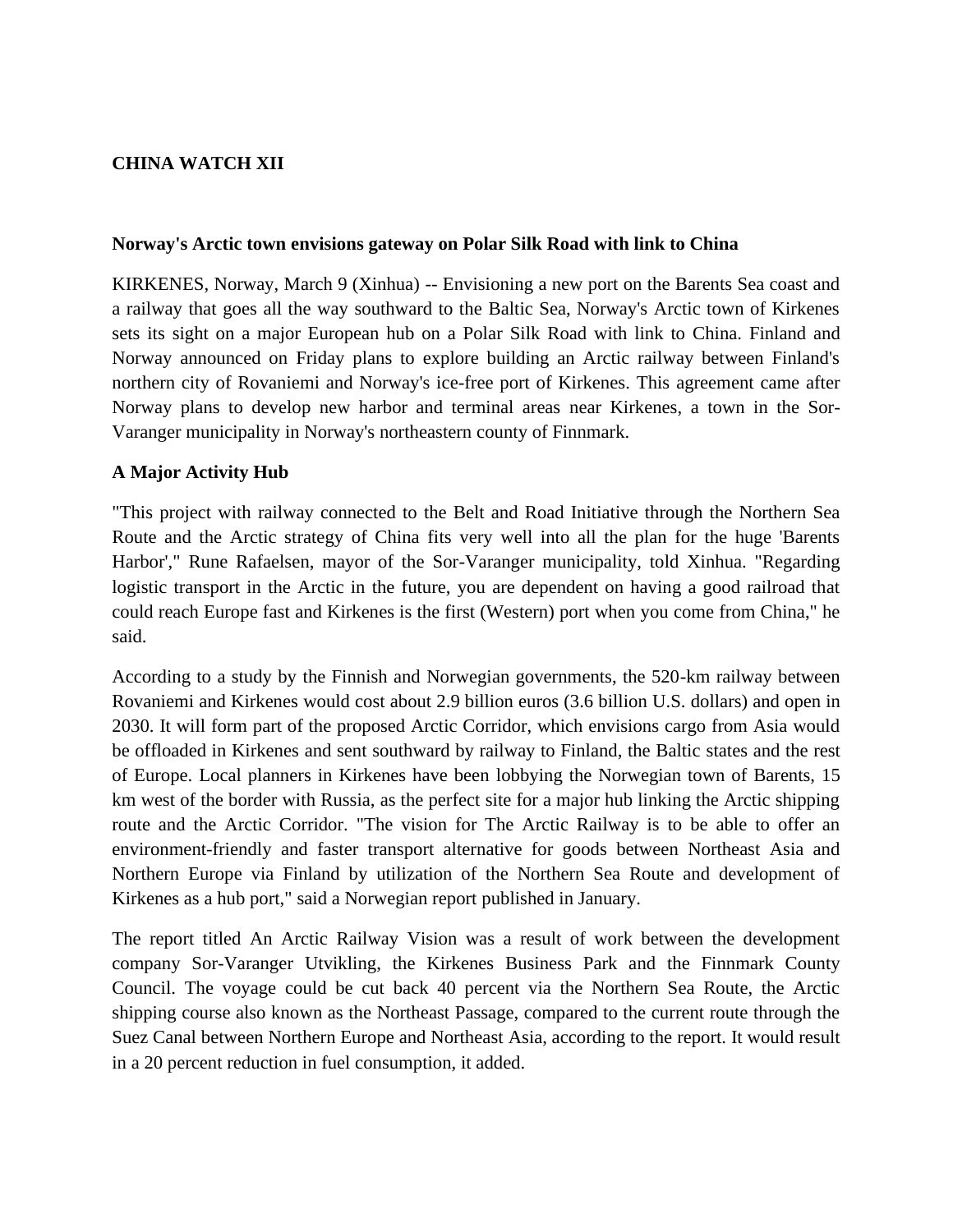# CHINA WATCH XII

## Norway's Arctic town envisions gateway on Polar Silk Road with link to China

KIRKENES, Norway, March 9 (Xinhua) -- Envisioning a new port on the Barents Sea coast and a railway that goes all the way southward to the Baltic Sea, Norway's Arctic town of Kirkenes sets its sight on a major European hub on a Polar Silk Road with link to China. Finland and Norway announced on Friday plans to explore building an Arctic railway between Finland's northern city of Rovaniemi and Norway's ice-free port of Kirkenes. This agreement came after Norway plans to develop new harbor and terminal areas near Kirkenes, a town in the Sor-Varanger municipality in Norway's northeastern county of Finnmark.

### A Major Activity Hub

"This project with railway connected to the Belt and Road Initiative through the Northern Sea Route and the Arctic strategy of China fits very well into all the plan for the huge 'Barents Harbor'," Rune Rafaelsen, mayor of the Sor-Varanger municipality, told Xinhua. "Regarding logistic transport in the Arctic in the future, you are dependent on having a good railroad that could reach Europe fast and Kirkenes is the first (Western) port when you come from China," he said.

According to a study by the Finnish and Norwegian governments, the 520-km railway between Rovaniemi and Kirkenes would cost about 2.9 billion euros (3.6 billion U.S. dollars) and open in 2030. It will form part of the proposed Arctic Corridor, which envisions cargo from Asia would be offloaded in Kirkenes and sent southward by railway to Finland, the Baltic states and the rest of Europe. Local planners in Kirkenes have been lobbying the Norwegian town of Barents, 15 km west of the border with Russia, as the perfect site for a major hub linking the Arctic shipping route and the Arctic Corridor. "The vision for The Arctic Railway is to be able to offer an environment-friendly and faster transport alternative for goods between Northeast Asia and Northern Europe via Finland by utilization of the Northern Sea Route and development of Kirkenes as a hub port," said a Norwegian report published in January.

The report titled An Arctic Railway Vision was a result of work between the development company Sor-Varanger Utvikling, the Kirkenes Business Park and the Finnmark County Council. The voyage could be cut back 40 percent via the Northern Sea Route, the Arctic shipping course also known as the Northeast Passage, compared to the current route through the Suez Canal between Northern Europe and Northeast Asia, according to the report. It would result in a 20 percent reduction in fuel consumption, it added.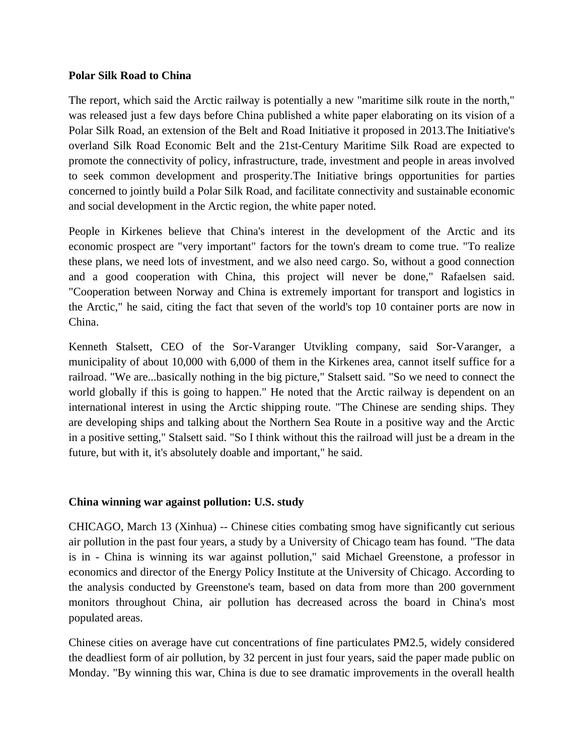**Polar Silk Road to China**

The report, which said the Arctic railway is potentially a new "maritime silk route in the north," was released just a few days before China published a white paper elaborating on its vision of a Polar Silk Road, an extension of the Belt and Road Initiative it proposed in 2013.The Initiative's overland Silk Road Economic Belt and the 21st-Century Maritime Silk Road are expected to promote the connectivity of policy, infrastructure, trade, investment and people in areas involved to seek common development and prosperity.The Initiative brings opportunities for parties concerned to jointly build a Polar Silk Road, and facilitate connectivity and sustainable economic and social development in the Arctic region, the white paper noted.

People in Kirkenes believe that China's interest in the development of the Arctic and its economic prospect are "very important" factors for the town's dream to come true. "To realize these plans, we need lots of investment, and we also need cargo. So, without a good connection and a good cooperation with China, this project will never be done," Rafaelsen said. "Cooperation between Norway and China is extremely important for transport and logistics in the Arctic," he said, citing the fact that seven of the world's top 10 container ports are now in China.

Kenneth Stalsett, CEO of the Sor-Varanger Utvikling company, said Sor-Varanger, a municipality of about 10,000 with 6,000 of them in the Kirkenes area, cannot itself suffice for a railroad. "We are...basically nothing in the big picture," Stalsett said. "So we need to connect the world globally if this is going to happen." He noted that the Arctic railway is dependent on an international interest in using the Arctic shipping route. "The Chinese are sending ships. They are developing ships and talking about the Northern Sea Route in a positive way and the Arctic in a positive setting," Stalsett said. "So I think without this the railroad will just be a dream in the future, but with it, it's absolutely doable and important," he said.

**China winning war against pollution: U.S. study**

CHICAGO, March 13 (Xinhua) -- Chinese cities combating smog have significantly cut serious air pollution in the past four years, a study by a University of Chicago team has found. "The data is in - China is winning its war against pollution," said Michael Greenstone, a professor in economics and director of the Energy Policy Institute at the University of Chicago. According to the analysis conducted by Greenstone's team, based on data from more than 200 government monitors throughout China, air pollution has decreased across the board in China's most populated areas.

Chinese cities on average have cut concentrations of fine particulates PM2.5, widely considered the deadliest form of air pollution, by 32 percent in just four years, said the paper made public on Monday. "By winning this war, China is due to see dramatic improvements in the overall health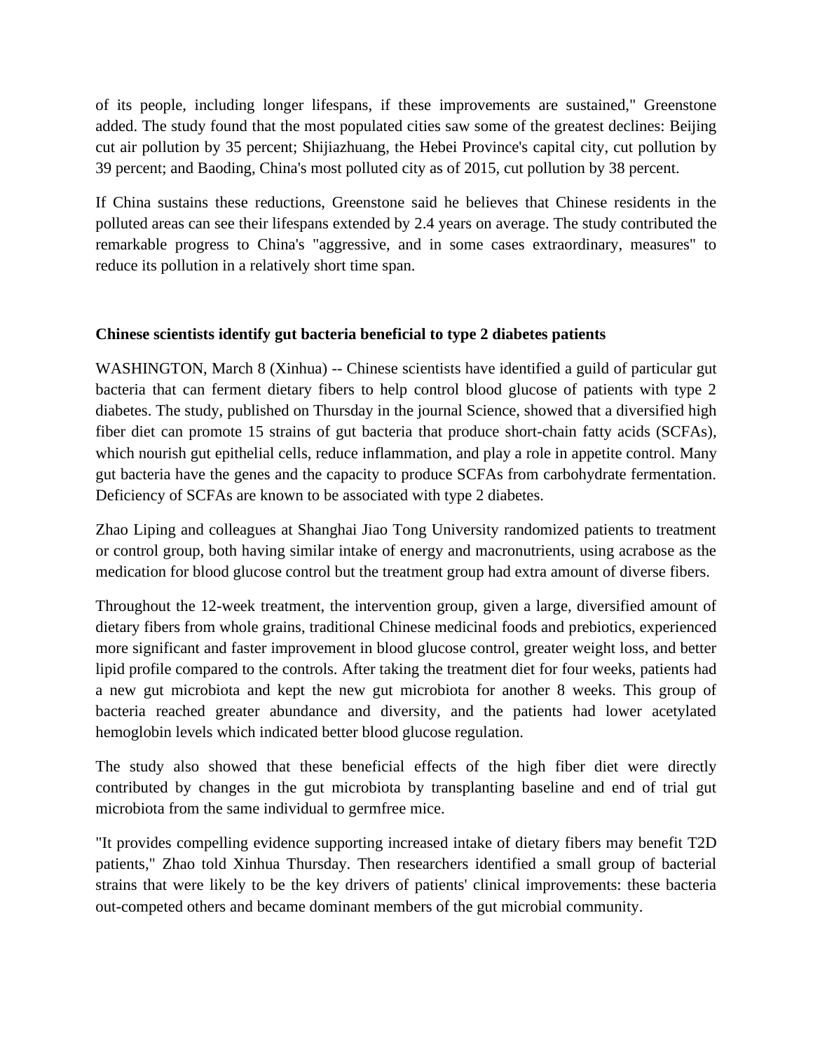of its people, including longer lifespans, if these improvements are sustained," Greenstone added. The study found that the most populated cities saw some of the greatest declines: Beijing cut air pollution by 35 percent; Shijiazhuang, the Hebei Province's capital city, cut pollution by 39 percent; and Baoding, China's most polluted city as of 2015, cut pollution by 38 percent.

If China sustains these reductions, Greenstone said he believes that Chinese residents in the polluted areas can see their lifespans extended by 2.4 years on average. The study contributed the remarkable progress to China's "aggressive, and in some cases extraordinary, measures" to reduce its pollution in a relatively short time span.

**Chinese scientists identify gut bacteria beneficial to type 2 diabetes patients**

WASHINGTON, March 8 (Xinhua) -- Chinese scientists have identified a guild of particular gut bacteria that can ferment dietary fibers to help control blood glucose of patients with type 2 diabetes. The study, published on Thursday in the journal Science, showed that a diversified high fiber diet can promote 15 strains of gut bacteria that produce short-chain fatty acids (SCFAs), which nourish gut epithelial cells, reduce inflammation, and play a role in appetite control. Many gut bacteria have the genes and the capacity to produce SCFAs from carbohydrate fermentation. Deficiency of SCFAs are known to be associated with type 2 diabetes.

Zhao Liping and colleagues at Shanghai Jiao Tong University randomized patients to treatment or control group, both having similar intake of energy and macronutrients, using acrabose as the medication for blood glucose control but the treatment group had extra amount of diverse fibers.

Throughout the 12-week treatment, the intervention group, given a large, diversified amount of dietary fibers from whole grains, traditional Chinese medicinal foods and prebiotics, experienced more significant and faster improvement in blood glucose control, greater weight loss, and better lipid profile compared to the controls. After taking the treatment diet for four weeks, patients had a new gut microbiota and kept the new gut microbiota for another 8 weeks. This group of bacteria reached greater abundance and diversity, and the patients had lower acetylated hemoglobin levels which indicated better blood glucose regulation.

The study also showed that these beneficial effects of the high fiber diet were directly contributed by changes in the gut microbiota by transplanting baseline and end of trial gut microbiota from the same individual to germfree mice.

"It provides compelling evidence supporting increased intake of dietary fibers may benefit T2D patients," Zhao told Xinhua Thursday. Then researchers identified a small group of bacterial strains that were likely to be the key drivers of patients' clinical improvements: these bacteria out-competed others and became dominant members of the gut microbial community.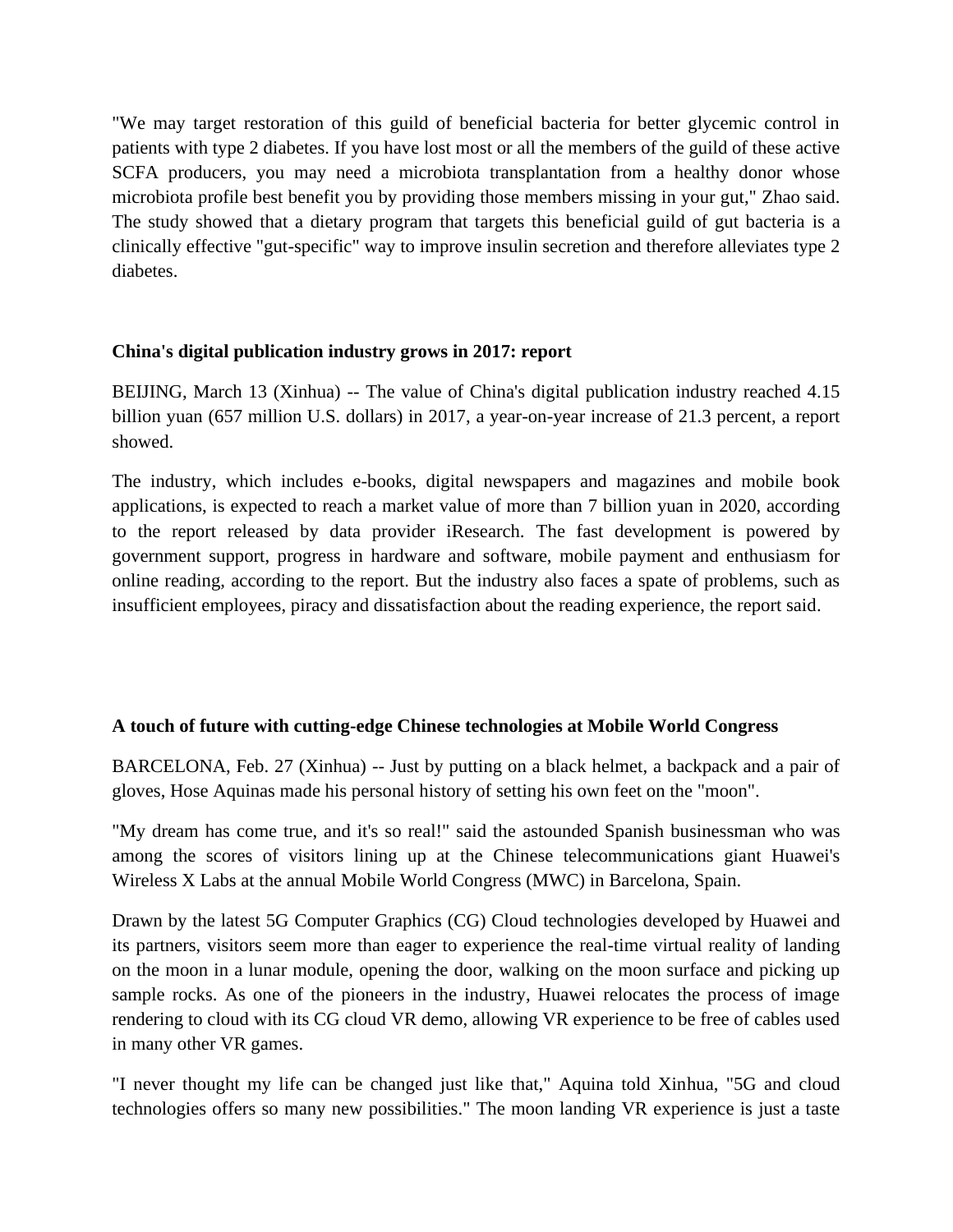"We may target restoration of this guild of beneficial bacteria for better glycemic control in patients with type 2 diabetes. If you have lost most or all the members of the guild of these active SCFA producers, you may need a microbiota transplantation from a healthy donor whose microbiota profile best benefit you by providing those members missing in your gut," Zhao said. The study showed that a dietary program that targets this beneficial guild of gut bacteria is a clinically effective "gut-specific" way to improve insulin secretion and therefore alleviates type 2 diabetes.

**China's digital publication industry grows in 2017: report**

BEIJING, March 13 (Xinhua) -- The value of China's digital publication industry reached 4.15 billion yuan (657 million U.S. dollars) in 2017, a year-on-year increase of 21.3 percent, a report showed.

The industry, which includes e-books, digital newspapers and magazines and mobile book applications, is expected to reach a market value of more than 7 billion yuan in 2020, according to the report released by data provider iResearch. The fast development is powered by government support, progress in hardware and software, mobile payment and enthusiasm for online reading, according to the report. But the industry also faces a spate of problems, such as insufficient employees, piracy and dissatisfaction about the reading experience, the report said.

**A touch of future with cutting-edge Chinese technologies at Mobile World Congress**

BARCELONA, Feb. 27 (Xinhua) -- Just by putting on a black helmet, a backpack and a pair of gloves, Hose Aquinas made his personal history of setting his own feet on the "moon".

"My dream has come true, and it's so real!" said the astounded Spanish businessman who was among the scores of visitors lining up at the Chinese telecommunications giant Huawei's Wireless X Labs at the annual Mobile World Congress (MWC) in Barcelona, Spain.

Drawn by the latest 5G Computer Graphics (CG) Cloud technologies developed by Huawei and its partners, visitors seem more than eager to experience the real-time virtual reality of landing on the moon in a lunar module, opening the door, walking on the moon surface and picking up sample rocks. As one of the pioneers in the industry, Huawei relocates the process of image rendering to cloud with its CG cloud VR demo, allowing VR experience to be free of cables used in many other VR games.

"I never thought my life can be changed just like that," Aquina told Xinhua, "5G and cloud technologies offers so many new possibilities." The moon landing VR experience is just a taste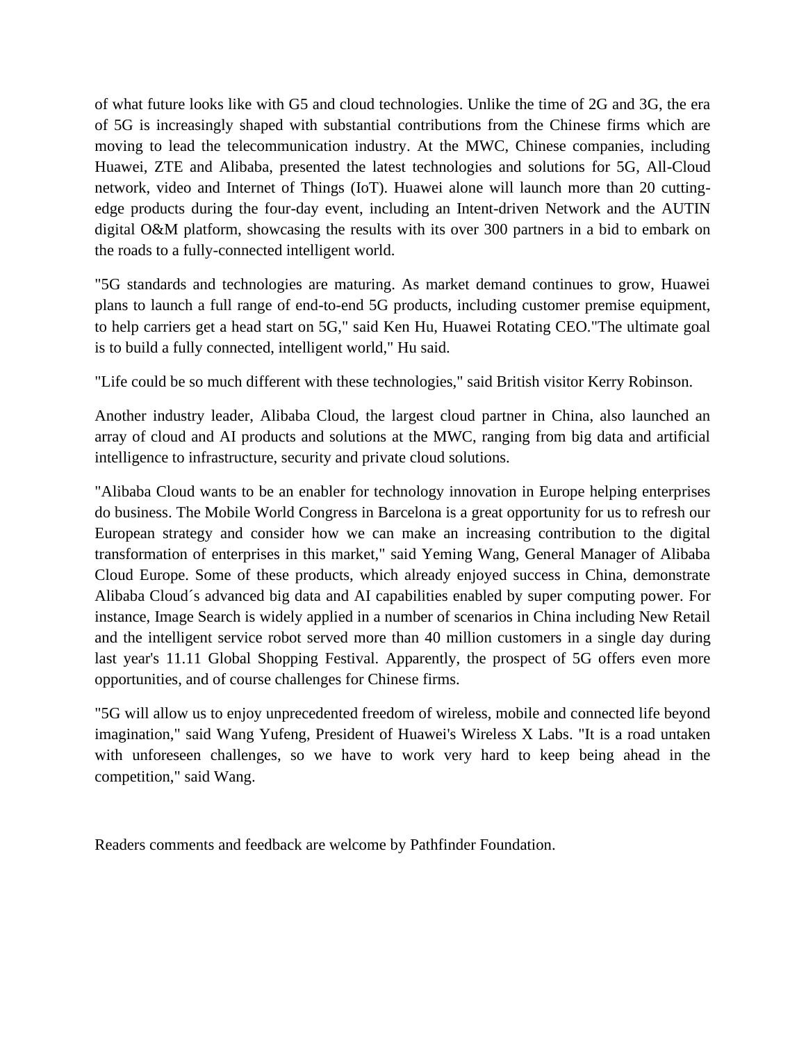of what future looks like with G5 and cloud technologies. Unlike the time of 2G and 3G, the era of 5G is increasingly shaped with substantial contributions from the Chinese firms which are moving to lead the telecommunication industry. At the MWC, Chinese companies, including Huawei, ZTE and Alibaba, presented the latest technologies and solutions for 5G, All-Cloud network, video and Internet of Things (IoT). Huawei alone will launch more than 20 cutting-edge products during the four-day event, including an Intent-driven Network and the AUTIN digital O&M platform, showcasing the results with its over 300 partners in a bid to embark on the roads to a fully-connected intelligent world.

"5G standards and technologies are maturing. As market demand continues to grow, Huawei plans to launch a full range of end-to-end 5G products, including customer premise equipment, to help carriers get a head start on 5G," said Ken Hu, Huawei Rotating CEO."The ultimate goal is to build a fully connected, intelligent world," Hu said.

"Life could be so much different with these technologies," said British visitor Kerry Robinson.

Another industry leader, Alibaba Cloud, the largest cloud partner in China, also launched an array of cloud and AI products and solutions at the MWC, ranging from big data and artificial intelligence to infrastructure, security and private cloud solutions.

"Alibaba Cloud wants to be an enabler for technology innovation in Europe helping enterprises do business. The Mobile World Congress in Barcelona is a great opportunity for us to refresh our European strategy and consider how we can make an increasing contribution to the digital transformation of enterprises in this market," said Yeming Wang, General Manager of Alibaba Cloud Europe. Some of these products, which already enjoyed success in China, demonstrate Alibaba Cloud´s advanced big data and AI capabilities enabled by super computing power. For instance, Image Search is widely applied in a number of scenarios in China including New Retail and the intelligent service robot served more than 40 million customers in a single day during last year's 11.11 Global Shopping Festival. Apparently, the prospect of 5G offers even more opportunities, and of course challenges for Chinese firms.

"5G will allow us to enjoy unprecedented freedom of wireless, mobile and connected life beyond imagination," said Wang Yufeng, President of Huawei's Wireless X Labs. "It is a road untaken with unforeseen challenges, so we have to work very hard to keep being ahead in the competition," said Wang.

Readers comments and feedback are welcome by Pathfinder Foundation.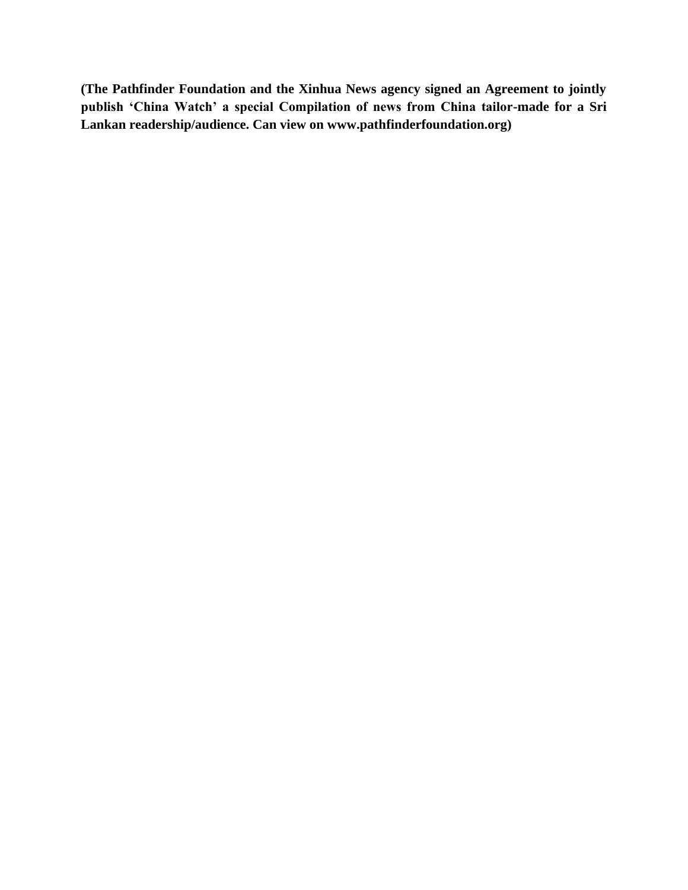**(The Pathfinder Foundation and the Xinhua News agency signed an Agreement to jointly publish 'China Watch' a special Compilation of news from China tailor-made for a Sri Lankan readership/audience. Can view on www.pathfinderfoundation.org)**